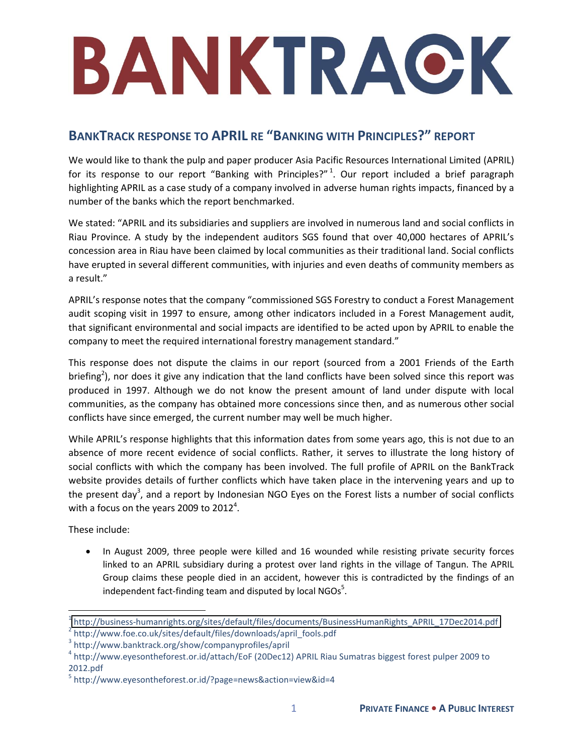# BANKTRACK

## BankTrack response to APRIL re "Banking with Principles?" report

We would like to thank the pulp and paper producer Asia Pacific Resources International Limited (APRIL) for its response to our report "Banking with Principles?"[1]. Our report included a brief paragraph highlighting APRIL as a case study of a company involved in adverse human rights impacts, financed by a number of the banks which the report benchmarked.

We stated: "APRIL and its subsidiaries and suppliers are involved in numerous land and social conflicts in Riau Province. A study by the independent auditors SGS found that over 40,000 hectares of APRIL's concession area in Riau have been claimed by local communities as their traditional land. Social conflicts have erupted in several different communities, with injuries and even deaths of community members as a result."

APRIL's response notes that the company "commissioned SGS Forestry to conduct a Forest Management audit scoping visit in 1997 to ensure, among other indicators included in a Forest Management audit, that significant environmental and social impacts are identified to be acted upon by APRIL to enable the company to meet the required international forestry management standard."

This response does not dispute the claims in our report (sourced from a 2001 Friends of the Earth briefing[2]), nor does it give any indication that the land conflicts have been solved since this report was produced in 1997. Although we do not know the present amount of land under dispute with local communities, as the company has obtained more concessions since then, and as numerous other social conflicts have since emerged, the current number may well be much higher.

While APRIL's response highlights that this information dates from some years ago, this is not due to an absence of more recent evidence of social conflicts. Rather, it serves to illustrate the long history of social conflicts with which the company has been involved. The full profile of APRIL on the BankTrack website provides details of further conflicts which have taken place in the intervening years and up to the present day[3], and a report by Indonesian NGO Eyes on the Forest lists a number of social conflicts with a focus on the years 2009 to 2012[4].

These include:

- In August 2009, three people were killed and 16 wounded while resisting private security forces linked to an APRIL subsidiary during a protest over land rights in the village of Tangun. The APRIL Group claims these people died in an accident, however this is contradicted by the findings of an independent fact-finding team and disputed by local NGOs[5].

---

[1] http://business-humanrights.org/sites/default/files/documents/BusinessHumanRights_APRIL_17Dec2014.pdf

[2] http://www.foe.co.uk/sites/default/files/downloads/april_fools.pdf

[3] http://www.banktrack.org/show/companyprofiles/april

[4] http://www.eyesontheforest.or.id/attach/EoF (20Dec12) APRIL Riau Sumatras biggest forest pulper 2009 to 2012.pdf

[5] http://www.eyesontheforest.or.id/?page=news&action=view&id=4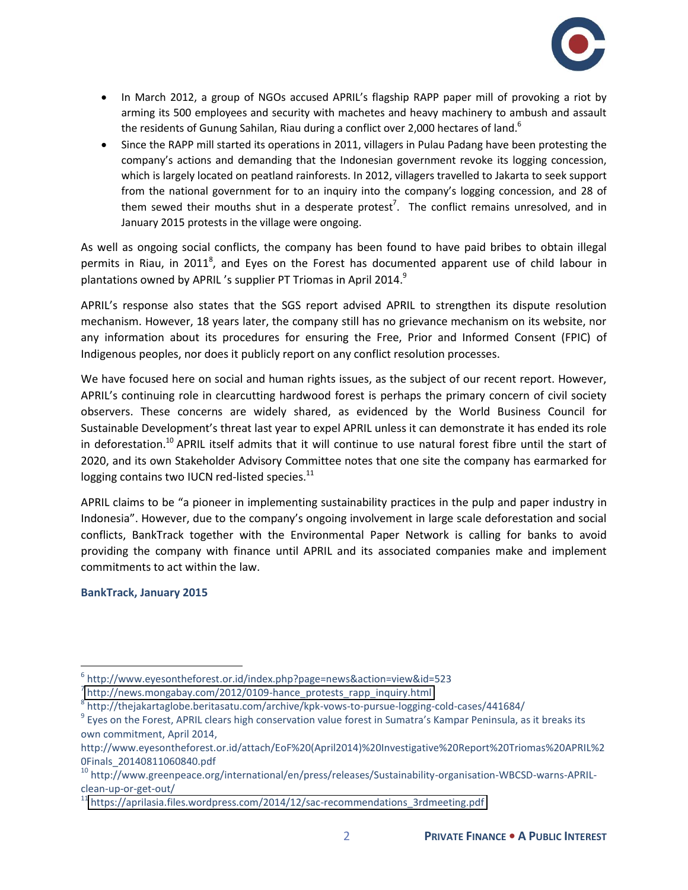- In March 2012, a group of NGOs accused APRIL's flagship RAPP paper mill of provoking a riot by arming its 500 employees and security with machetes and heavy machinery to ambush and assault the residents of Gunung Sahilan, Riau during a conflict over 2,000 hectares of land.[6]
- Since the RAPP mill started its operations in 2011, villagers in Pulau Padang have been protesting the company's actions and demanding that the Indonesian government revoke its logging concession, which is largely located on peatland rainforests. In 2012, villagers travelled to Jakarta to seek support from the national government for to an inquiry into the company's logging concession, and 28 of them sewed their mouths shut in a desperate protest[7]. The conflict remains unresolved, and in January 2015 protests in the village were ongoing.

As well as ongoing social conflicts, the company has been found to have paid bribes to obtain illegal permits in Riau, in 2011[8], and Eyes on the Forest has documented apparent use of child labour in plantations owned by APRIL 's supplier PT Triomas in April 2014.[9]

APRIL's response also states that the SGS report advised APRIL to strengthen its dispute resolution mechanism. However, 18 years later, the company still has no grievance mechanism on its website, nor any information about its procedures for ensuring the Free, Prior and Informed Consent (FPIC) of Indigenous peoples, nor does it publicly report on any conflict resolution processes.

We have focused here on social and human rights issues, as the subject of our recent report. However, APRIL's continuing role in clearcutting hardwood forest is perhaps the primary concern of civil society observers. These concerns are widely shared, as evidenced by the World Business Council for Sustainable Development's threat last year to expel APRIL unless it can demonstrate it has ended its role in deforestation.[10] APRIL itself admits that it will continue to use natural forest fibre until the start of 2020, and its own Stakeholder Advisory Committee notes that one site the company has earmarked for logging contains two IUCN red-listed species.[11]

APRIL claims to be "a pioneer in implementing sustainability practices in the pulp and paper industry in Indonesia". However, due to the company's ongoing involvement in large scale deforestation and social conflicts, BankTrack together with the Environmental Paper Network is calling for banks to avoid providing the company with finance until APRIL and its associated companies make and implement commitments to act within the law.

**BankTrack, January 2015**

---

[6] http://www.eyesontheforest.or.id/index.php?page=news&action=view&id=523

[7] http://news.mongabay.com/2012/0109-hance_protests_rapp_inquiry.html

[8] http://thejakartaglobe.beritasatu.com/archive/kpk-vows-to-pursue-logging-cold-cases/441684/

[9] Eyes on the Forest, APRIL clears high conservation value forest in Sumatra's Kampar Peninsula, as it breaks its own commitment, April 2014, http://www.eyesontheforest.or.id/attach/EoF%20(April2014)%20Investigative%20Report%20Triomas%20APRIL%20Finals_20140811060840.pdf

[10] http://www.greenpeace.org/international/en/press/releases/Sustainability-organisation-WBCSD-warns-APRIL-clean-up-or-get-out/

[11] https://aprilasia.files.wordpress.com/2014/12/sac-recommendations_3rdmeeting.pdf